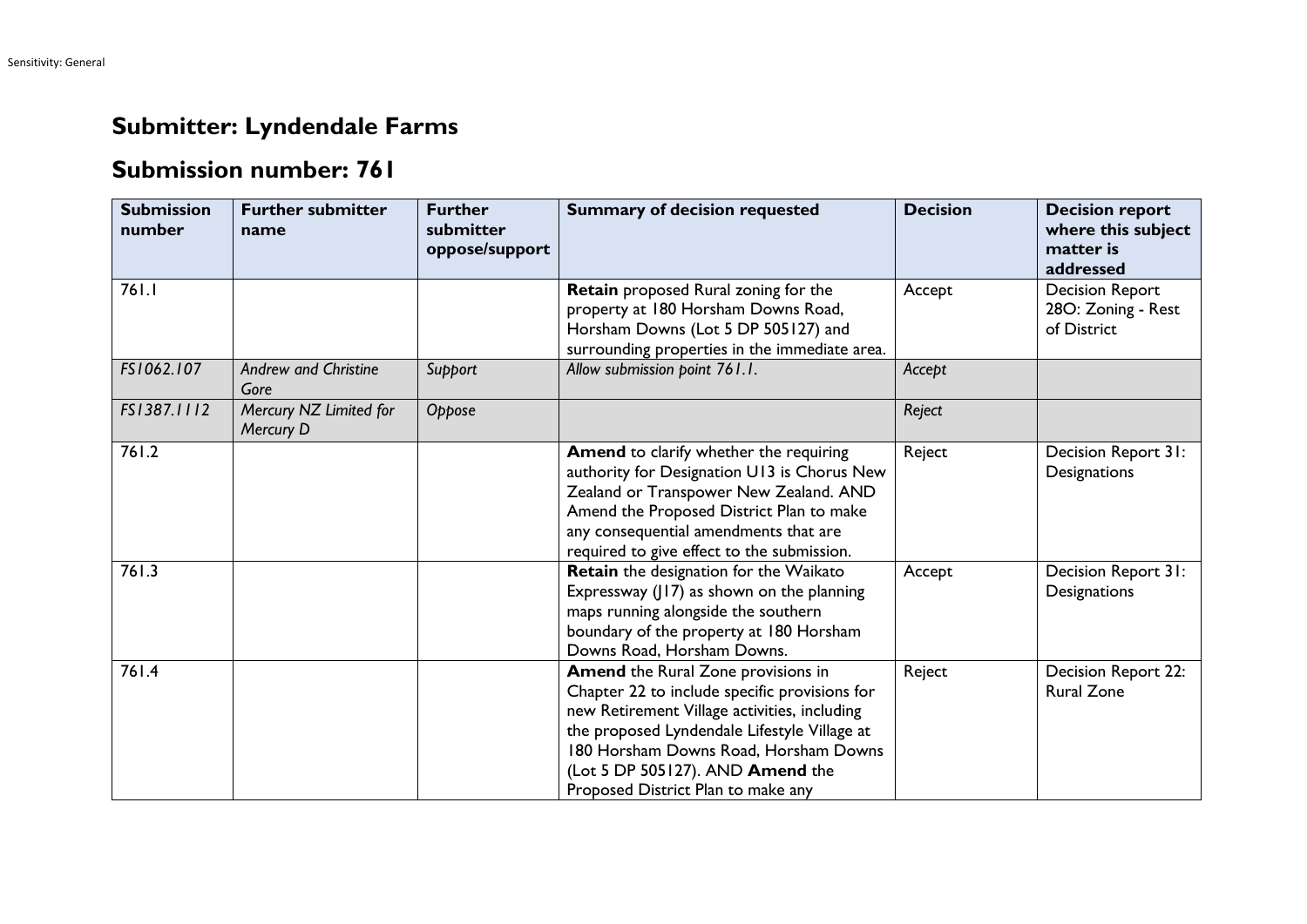# Submitter: Lyndendale Farms

# Submission number: 761

| Submission number | Further submitter name | Further submitter oppose/support | Summary of decision requested | Decision | Decision report where this subject matter is addressed |
|---|---|---|---|---|---|
| 761.1 | | | **Retain** proposed Rural zoning for the property at 180 Horsham Downs Road, Horsham Downs (Lot 5 DP 505127) and surrounding properties in the immediate area. | Accept | Decision Report 28O: Zoning - Rest of District |
| *FS1062.107* | *Andrew and Christine Gore* | *Support* | *Allow submission point 761.1.* | *Accept* | |
| *FS1387.1112* | *Mercury NZ Limited for Mercury D* | *Oppose* | | *Reject* | |
| 761.2 | | | **Amend** to clarify whether the requiring authority for Designation U13 is Chorus New Zealand or Transpower New Zealand. AND Amend the Proposed District Plan to make any consequential amendments that are required to give effect to the submission. | Reject | Decision Report 31: Designations |
| 761.3 | | | **Retain** the designation for the Waikato Expressway (J17) as shown on the planning maps running alongside the southern boundary of the property at 180 Horsham Downs Road, Horsham Downs. | Accept | Decision Report 31: Designations |
| 761.4 | | | **Amend** the Rural Zone provisions in Chapter 22 to include specific provisions for new Retirement Village activities, including the proposed Lyndendale Lifestyle Village at 180 Horsham Downs Road, Horsham Downs (Lot 5 DP 505127). AND **Amend** the Proposed District Plan to make any | Reject | Decision Report 22: Rural Zone |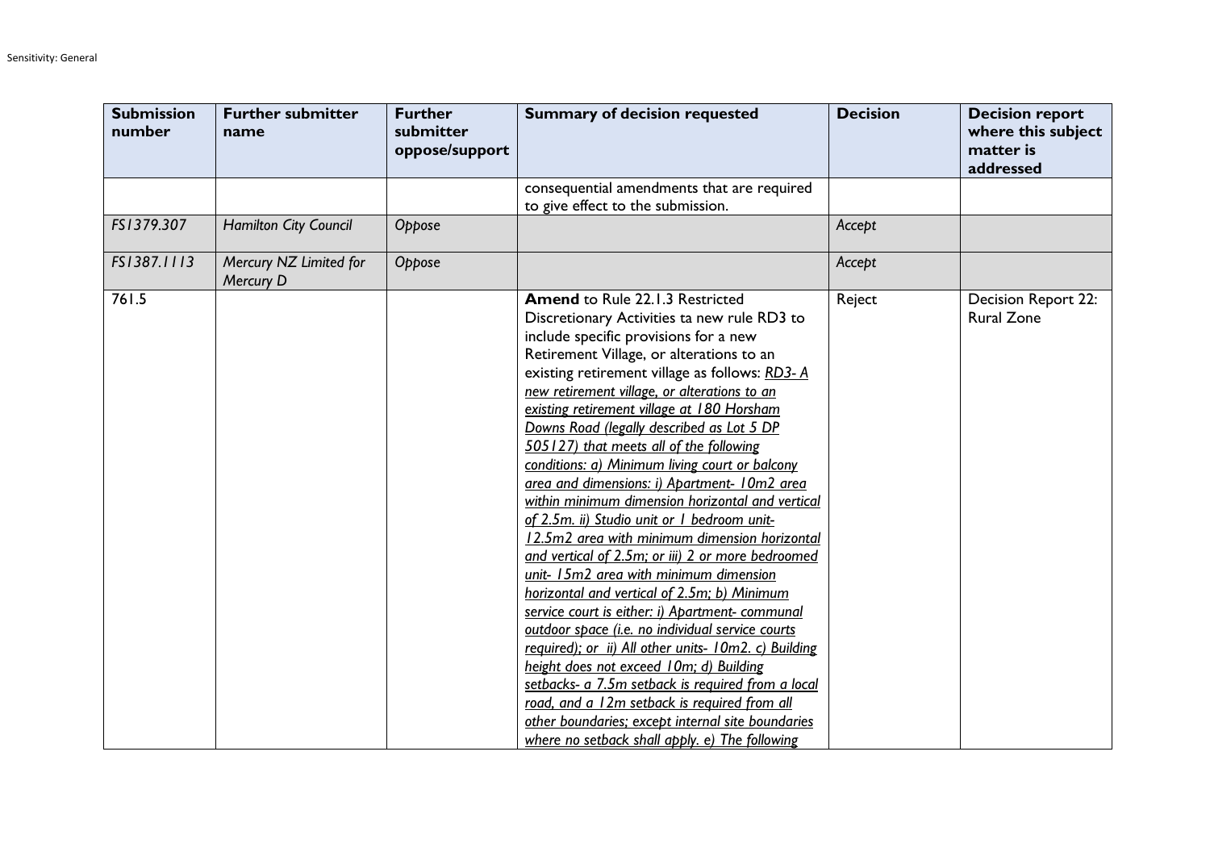| Submission number | Further submitter name | Further submitter oppose/support | Summary of decision requested | Decision | Decision report where this subject matter is addressed |
|---|---|---|---|---|---|
| | | | consequential amendments that are required to give effect to the submission. | | |
| *FS1379.307* | *Hamilton City Council* | *Oppose* | | *Accept* | |
| *FS1387.1113* | *Mercury NZ Limited for Mercury D* | *Oppose* | | *Accept* | |
| 761.5 | | | **Amend** to Rule 22.1.3 Restricted Discretionary Activities ta new rule RD3 to include specific provisions for a new Retirement Village, or alterations to an existing retirement village as follows: _RD3- A new retirement village, or alterations to an existing retirement village at 180 Horsham Downs Road (legally described as Lot 5 DP 505127) that meets all of the following conditions: a) Minimum living court or balcony area and dimensions: i) Apartment- 10m2 area within minimum dimension horizontal and vertical of 2.5m. ii) Studio unit or 1 bedroom unit- 12.5m2 area with minimum dimension horizontal and vertical of 2.5m; or iii) 2 or more bedroomed unit- 15m2 area with minimum dimension horizontal and vertical of 2.5m; b) Minimum service court is either: i) Apartment- communal outdoor space (i.e. no individual service courts required); or ii) All other units- 10m2. c) Building height does not exceed 10m; d) Building setbacks- a 7.5m setback is required from a local road, and a 12m setback is required from all other boundaries; except internal site boundaries where no setback shall apply. e) The following_ | Reject | Decision Report 22: Rural Zone |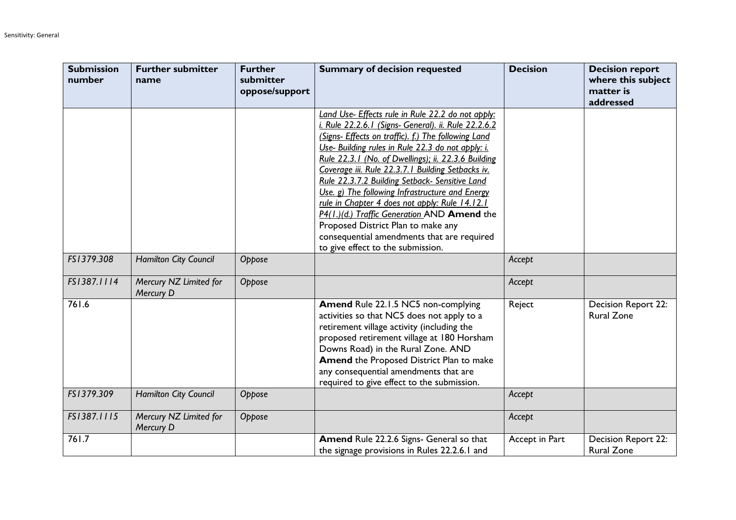| Submission number | Further submitter name | Further submitter oppose/support | Summary of decision requested | Decision | Decision report where this subject matter is addressed |
|---|---|---|---|---|---|
| | | | Land Use- Effects rule in Rule 22.2 do not apply: i. Rule 22.2.6.1 (Signs- General). ii. Rule 22.2.6.2 (Signs- Effects on traffic). f.) The following Land Use- Building rules in Rule 22.3 do not apply: i. Rule 22.3.1 (No. of Dwellings); ii. 22.3.6 Building Coverage iii. Rule 22.3.7.1 Building Setbacks iv. Rule 22.3.7.2 Building Setback- Sensitive Land Use. g) The following Infrastructure and Energy rule in Chapter 4 does not apply: Rule 14.12.1 P4(1.)(d.) Traffic Generation AND **Amend** the Proposed District Plan to make any consequential amendments that are required to give effect to the submission. | | |
| *FS1379.308* | *Hamilton City Council* | *Oppose* | | *Accept* | |
| *FS1387.1114* | *Mercury NZ Limited for Mercury D* | *Oppose* | | *Accept* | |
| 761.6 | | | **Amend** Rule 22.1.5 NC5 non-complying activities so that NC5 does not apply to a retirement village activity (including the proposed retirement village at 180 Horsham Downs Road) in the Rural Zone. AND **Amend** the Proposed District Plan to make any consequential amendments that are required to give effect to the submission. | Reject | Decision Report 22: Rural Zone |
| *FS1379.309* | *Hamilton City Council* | *Oppose* | | *Accept* | |
| *FS1387.1115* | *Mercury NZ Limited for Mercury D* | *Oppose* | | *Accept* | |
| 761.7 | | | **Amend** Rule 22.2.6 Signs- General so that the signage provisions in Rules 22.2.6.1 and | Accept in Part | Decision Report 22: Rural Zone |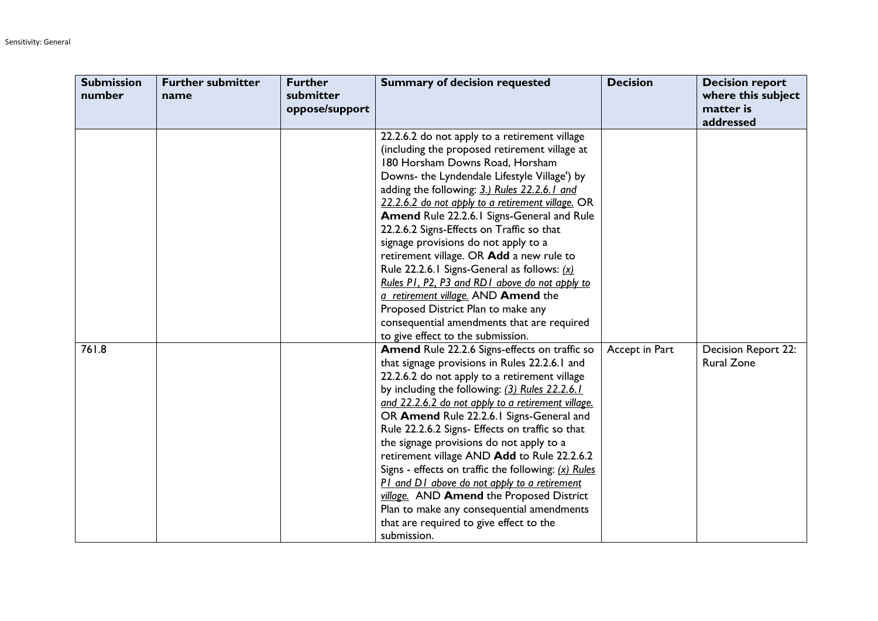| Submission number | Further submitter name | Further submitter oppose/support | Summary of decision requested | Decision | Decision report where this subject matter is addressed |
|---|---|---|---|---|---|
| | | | 22.2.6.2 do not apply to a retirement village (including the proposed retirement village at 180 Horsham Downs Road, Horsham Downs- the Lyndendale Lifestyle Village') by adding the following: _3.) Rules 22.2.6.1 and 22.2.6.2 do not apply to a retirement village._ OR **Amend** Rule 22.2.6.1 Signs-General and Rule 22.2.6.2 Signs-Effects on Traffic so that signage provisions do not apply to a retirement village. OR **Add** a new rule to Rule 22.2.6.1 Signs-General as follows: _(x) Rules P1, P2, P3 and RD1 above do not apply to a retirement village._ AND **Amend** the Proposed District Plan to make any consequential amendments that are required to give effect to the submission. | | |
| 761.8 | | | **Amend** Rule 22.2.6 Signs-effects on traffic so that signage provisions in Rules 22.2.6.1 and 22.2.6.2 do not apply to a retirement village by including the following: _(3) Rules 22.2.6.1 and 22.2.6.2 do not apply to a retirement village._ OR **Amend** Rule 22.2.6.1 Signs-General and Rule 22.2.6.2 Signs- Effects on traffic so that the signage provisions do not apply to a retirement village AND **Add** to Rule 22.2.6.2 Signs - effects on traffic the following: _(x) Rules P1 and D1 above do not apply to a retirement village._ AND **Amend** the Proposed District Plan to make any consequential amendments that are required to give effect to the submission. | Accept in Part | Decision Report 22: Rural Zone |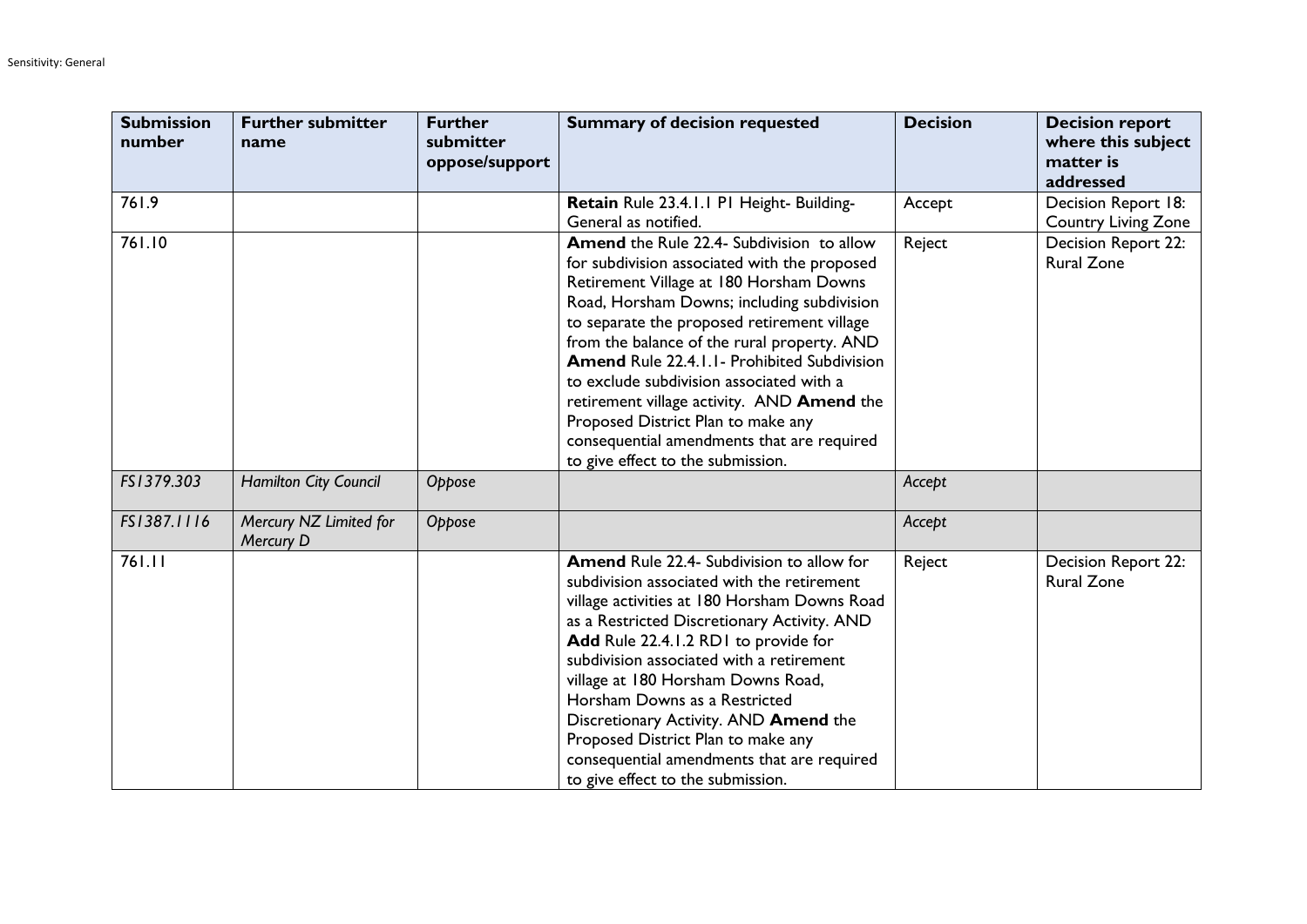| Submission number | Further submitter name | Further submitter oppose/support | Summary of decision requested | Decision | Decision report where this subject matter is addressed |
|---|---|---|---|---|---|
| 761.9 | | | **Retain** Rule 23.4.1.1 P1 Height- Building- General as notified. | Accept | Decision Report 18: Country Living Zone |
| 761.10 | | | **Amend** the Rule 22.4- Subdivision to allow for subdivision associated with the proposed Retirement Village at 180 Horsham Downs Road, Horsham Downs; including subdivision to separate the proposed retirement village from the balance of the rural property. AND **Amend** Rule 22.4.1.1- Prohibited Subdivision to exclude subdivision associated with a retirement village activity. AND **Amend** the Proposed District Plan to make any consequential amendments that are required to give effect to the submission. | Reject | Decision Report 22: Rural Zone |
| *FS1379.303* | *Hamilton City Council* | *Oppose* | | *Accept* | |
| *FS1387.1116* | *Mercury NZ Limited for Mercury D* | *Oppose* | | *Accept* | |
| 761.11 | | | **Amend** Rule 22.4- Subdivision to allow for subdivision associated with the retirement village activities at 180 Horsham Downs Road as a Restricted Discretionary Activity. AND **Add** Rule 22.4.1.2 RD1 to provide for subdivision associated with a retirement village at 180 Horsham Downs Road, Horsham Downs as a Restricted Discretionary Activity. AND **Amend** the Proposed District Plan to make any consequential amendments that are required to give effect to the submission. | Reject | Decision Report 22: Rural Zone |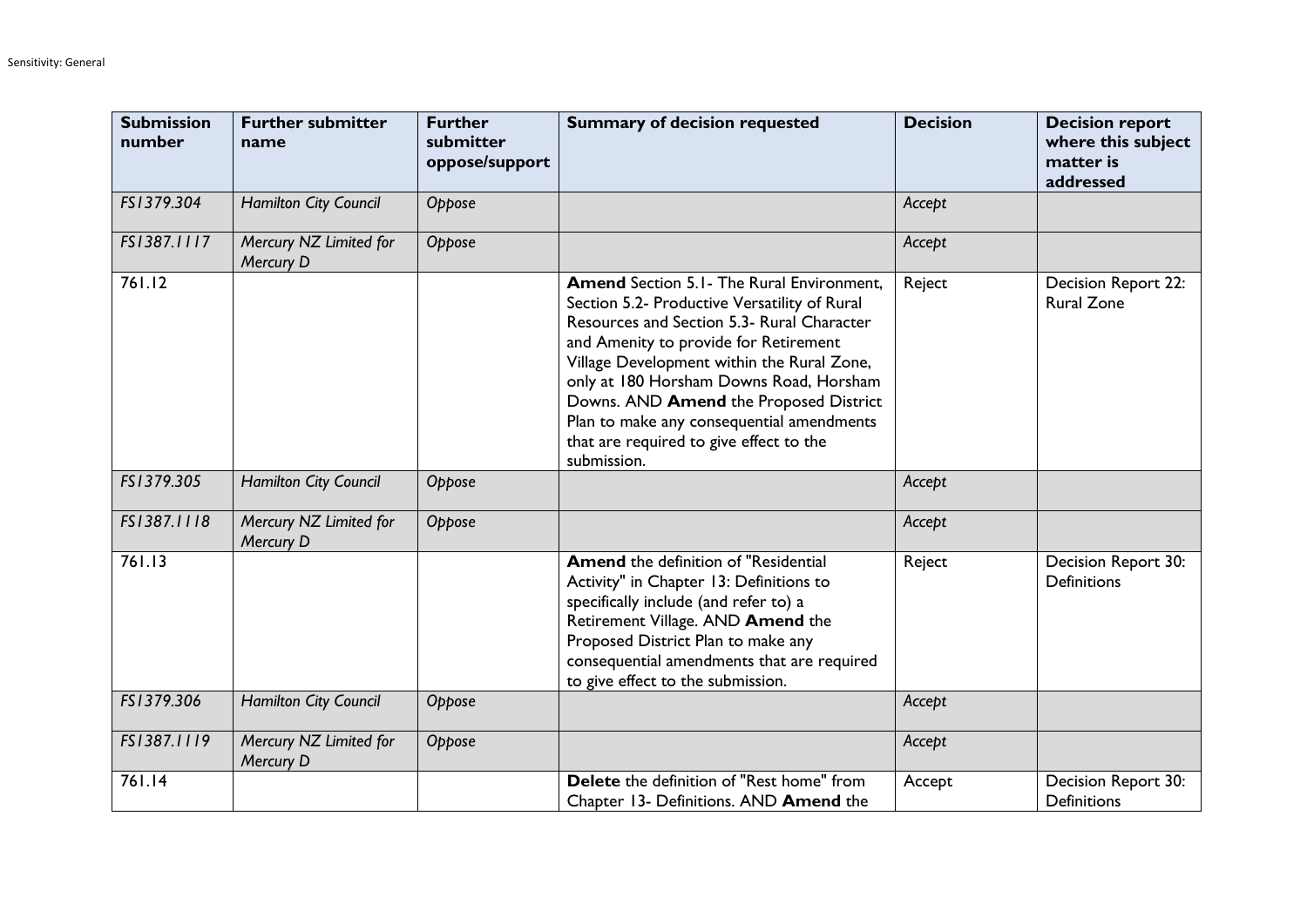| Submission number | Further submitter name | Further submitter oppose/support | Summary of decision requested | Decision | Decision report where this subject matter is addressed |
|---|---|---|---|---|---|
| *FS1379.304* | *Hamilton City Council* | *Oppose* | | *Accept* | |
| *FS1387.1117* | *Mercury NZ Limited for Mercury D* | *Oppose* | | *Accept* | |
| 761.12 | | | **Amend** Section 5.1- The Rural Environment, Section 5.2- Productive Versatility of Rural Resources and Section 5.3- Rural Character and Amenity to provide for Retirement Village Development within the Rural Zone, only at 180 Horsham Downs Road, Horsham Downs. AND **Amend** the Proposed District Plan to make any consequential amendments that are required to give effect to the submission. | Reject | Decision Report 22: Rural Zone |
| *FS1379.305* | *Hamilton City Council* | *Oppose* | | *Accept* | |
| *FS1387.1118* | *Mercury NZ Limited for Mercury D* | *Oppose* | | *Accept* | |
| 761.13 | | | **Amend** the definition of "Residential Activity" in Chapter 13: Definitions to specifically include (and refer to) a Retirement Village. AND **Amend** the Proposed District Plan to make any consequential amendments that are required to give effect to the submission. | Reject | Decision Report 30: Definitions |
| *FS1379.306* | *Hamilton City Council* | *Oppose* | | *Accept* | |
| *FS1387.1119* | *Mercury NZ Limited for Mercury D* | *Oppose* | | *Accept* | |
| 761.14 | | | **Delete** the definition of "Rest home" from Chapter 13- Definitions. AND **Amend** the | Accept | Decision Report 30: Definitions |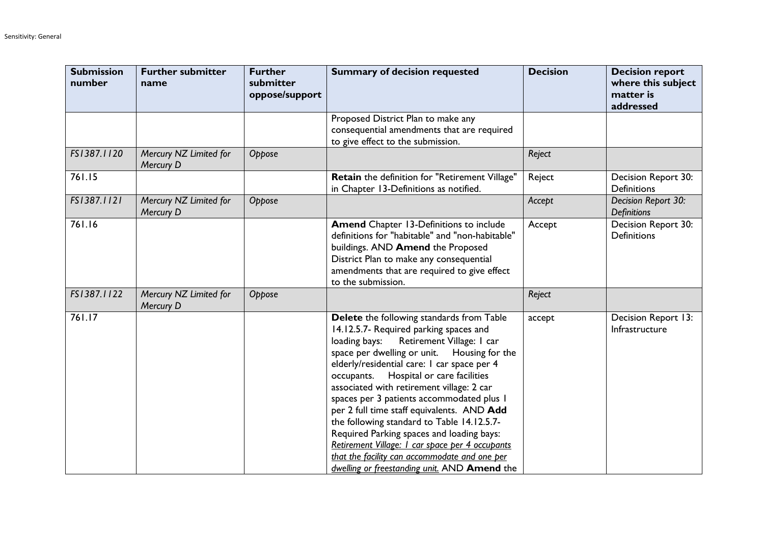| Submission number | Further submitter name | Further submitter oppose/support | Summary of decision requested | Decision | Decision report where this subject matter is addressed |
|---|---|---|---|---|---|
| | | | Proposed District Plan to make any consequential amendments that are required to give effect to the submission. | | |
| *FS1387.1120* | *Mercury NZ Limited for Mercury D* | *Oppose* | | *Reject* | |
| 761.15 | | | **Retain** the definition for "Retirement Village" in Chapter 13-Definitions as notified. | Reject | Decision Report 30: Definitions |
| *FS1387.1121* | *Mercury NZ Limited for Mercury D* | *Oppose* | | *Accept* | *Decision Report 30: Definitions* |
| 761.16 | | | **Amend** Chapter 13-Definitions to include definitions for "habitable" and "non-habitable" buildings. AND **Amend** the Proposed District Plan to make any consequential amendments that are required to give effect to the submission. | Accept | Decision Report 30: Definitions |
| *FS1387.1122* | *Mercury NZ Limited for Mercury D* | *Oppose* | | *Reject* | |
| 761.17 | | | **Delete** the following standards from Table 14.12.5.7- Required parking spaces and loading bays: Retirement Village: 1 car space per dwelling or unit. Housing for the elderly/residential care: 1 car space per 4 occupants. Hospital or care facilities associated with retirement village: 2 car spaces per 3 patients accommodated plus 1 per 2 full time staff equivalents. AND **Add** the following standard to Table 14.12.5.7- Required Parking spaces and loading bays: *Retirement Village: 1 car space per 4 occupants that the facility can accommodate and one per dwelling or freestanding unit.* AND **Amend** the | accept | Decision Report 13: Infrastructure |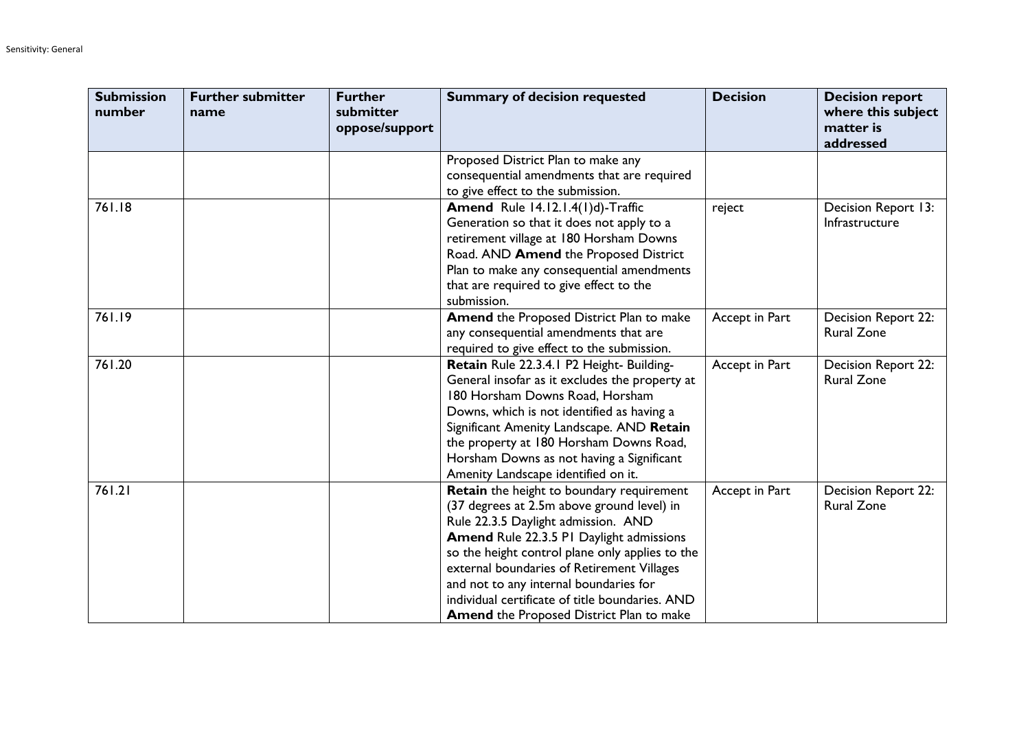| Submission number | Further submitter name | Further submitter oppose/support | Summary of decision requested | Decision | Decision report where this subject matter is addressed |
|---|---|---|---|---|---|
| | | | Proposed District Plan to make any consequential amendments that are required to give effect to the submission. | | |
| 761.18 | | | **Amend** Rule 14.12.1.4(1)d)-Traffic Generation so that it does not apply to a retirement village at 180 Horsham Downs Road. AND **Amend** the Proposed District Plan to make any consequential amendments that are required to give effect to the submission. | reject | Decision Report 13: Infrastructure |
| 761.19 | | | **Amend** the Proposed District Plan to make any consequential amendments that are required to give effect to the submission. | Accept in Part | Decision Report 22: Rural Zone |
| 761.20 | | | **Retain** Rule 22.3.4.1 P2 Height- Building-General insofar as it excludes the property at 180 Horsham Downs Road, Horsham Downs, which is not identified as having a Significant Amenity Landscape. AND **Retain** the property at 180 Horsham Downs Road, Horsham Downs as not having a Significant Amenity Landscape identified on it. | Accept in Part | Decision Report 22: Rural Zone |
| 761.21 | | | **Retain** the height to boundary requirement (37 degrees at 2.5m above ground level) in Rule 22.3.5 Daylight admission. AND **Amend** Rule 22.3.5 P1 Daylight admissions so the height control plane only applies to the external boundaries of Retirement Villages and not to any internal boundaries for individual certificate of title boundaries. AND **Amend** the Proposed District Plan to make | Accept in Part | Decision Report 22: Rural Zone |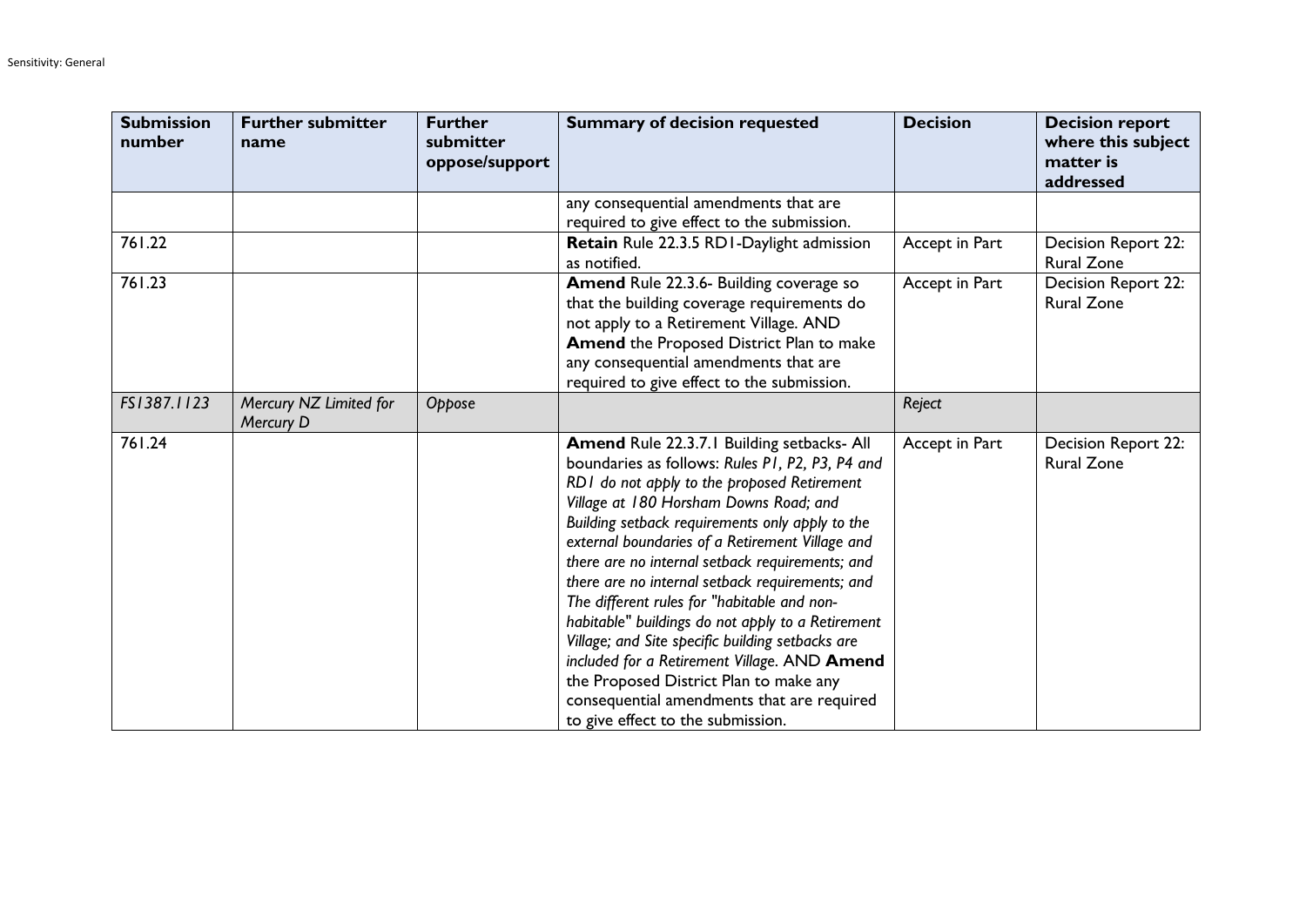| Submission number | Further submitter name | Further submitter oppose/support | Summary of decision requested | Decision | Decision report where this subject matter is addressed |
|---|---|---|---|---|---|
| | | | any consequential amendments that are required to give effect to the submission. | | |
| 761.22 | | | **Retain** Rule 22.3.5 RD1-Daylight admission as notified. | Accept in Part | Decision Report 22: Rural Zone |
| 761.23 | | | **Amend** Rule 22.3.6- Building coverage so that the building coverage requirements do not apply to a Retirement Village. AND **Amend** the Proposed District Plan to make any consequential amendments that are required to give effect to the submission. | Accept in Part | Decision Report 22: Rural Zone |
| *FS1387.1123* | *Mercury NZ Limited for Mercury D* | *Oppose* | | *Reject* | |
| 761.24 | | | **Amend** Rule 22.3.7.1 Building setbacks- All boundaries as follows: *Rules P1, P2, P3, P4 and RD1 do not apply to the proposed Retirement Village at 180 Horsham Downs Road; and Building setback requirements only apply to the external boundaries of a Retirement Village and there are no internal setback requirements; and there are no internal setback requirements; and The different rules for "habitable and non-habitable" buildings do not apply to a Retirement Village; and Site specific building setbacks are included for a Retirement Village.* AND **Amend** the Proposed District Plan to make any consequential amendments that are required to give effect to the submission. | Accept in Part | Decision Report 22: Rural Zone |